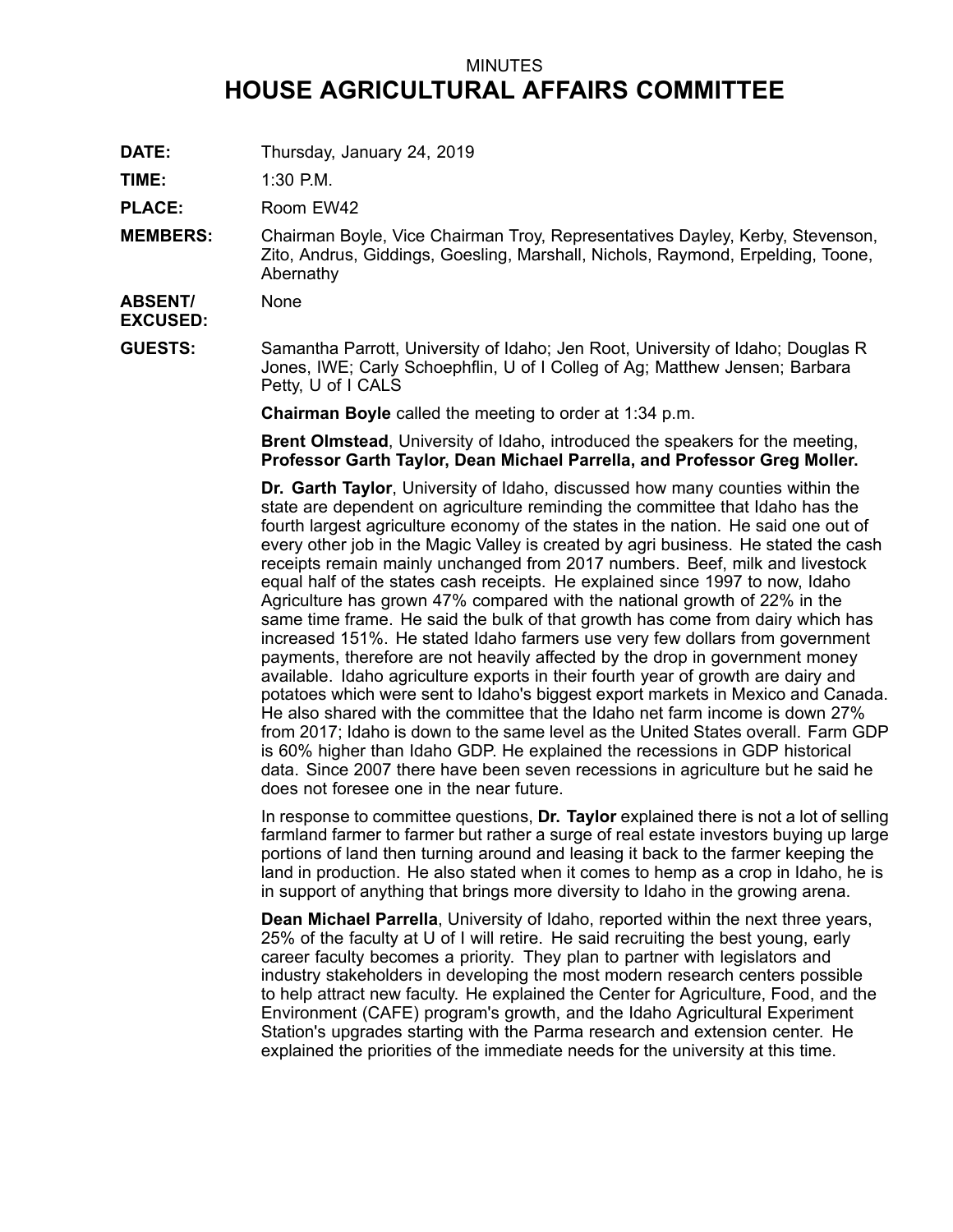MINUTES

# HOUSE AGRICULTURAL AFFAIRS COMMITTEE

**DATE:** Thursday, January 24, 2019

**TIME:** 1:30 P.M.

**PLACE:** Room EW42

**MEMBERS:** Chairman Boyle, Vice Chairman Troy, Representatives Dayley, Kerby, Stevenson, Zito, Andrus, Giddings, Goesling, Marshall, Nichols, Raymond, Erpelding, Toone, Abernathy

**ABSENT/ EXCUSED:** None

**GUESTS:** Samantha Parrott, University of Idaho; Jen Root, University of Idaho; Douglas R Jones, IWE; Carly Schoephflin, U of I Colleg of Ag; Matthew Jensen; Barbara Petty, U of I CALS

**Chairman Boyle** called the meeting to order at 1:34 p.m.

**Brent Olmstead**, University of Idaho, introduced the speakers for the meeting, **Professor Garth Taylor, Dean Michael Parrella, and Professor Greg Moller.**

**Dr. Garth Taylor**, University of Idaho, discussed how many counties within the state are dependent on agriculture reminding the committee that Idaho has the fourth largest agriculture economy of the states in the nation. He said one out of every other job in the Magic Valley is created by agri business. He stated the cash receipts remain mainly unchanged from 2017 numbers. Beef, milk and livestock equal half of the states cash receipts. He explained since 1997 to now, Idaho Agriculture has grown 47% compared with the national growth of 22% in the same time frame. He said the bulk of that growth has come from dairy which has increased 151%. He stated Idaho farmers use very few dollars from government payments, therefore are not heavily affected by the drop in government money available. Idaho agriculture exports in their fourth year of growth are dairy and potatoes which were sent to Idaho's biggest export markets in Mexico and Canada. He also shared with the committee that the Idaho net farm income is down 27% from 2017; Idaho is down to the same level as the United States overall. Farm GDP is 60% higher than Idaho GDP. He explained the recessions in GDP historical data. Since 2007 there have been seven recessions in agriculture but he said he does not foresee one in the near future.

In response to committee questions, **Dr. Taylor** explained there is not a lot of selling farmland farmer to farmer but rather a surge of real estate investors buying up large portions of land then turning around and leasing it back to the farmer keeping the land in production. He also stated when it comes to hemp as a crop in Idaho, he is in support of anything that brings more diversity to Idaho in the growing arena.

**Dean Michael Parrella**, University of Idaho, reported within the next three years, 25% of the faculty at U of I will retire. He said recruiting the best young, early career faculty becomes a priority. They plan to partner with legislators and industry stakeholders in developing the most modern research centers possible to help attract new faculty. He explained the Center for Agriculture, Food, and the Environment (CAFE) program's growth, and the Idaho Agricultural Experiment Station's upgrades starting with the Parma research and extension center. He explained the priorities of the immediate needs for the university at this time.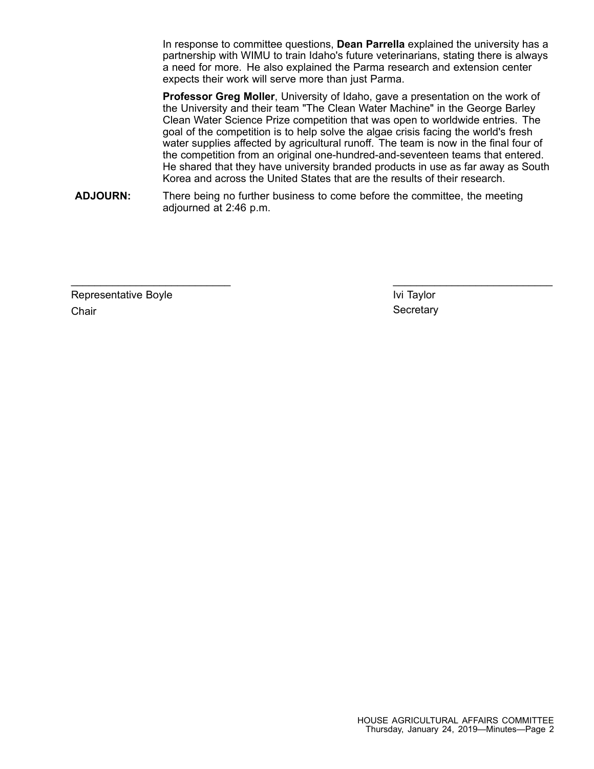In response to committee questions, **Dean Parrella** explained the university has a partnership with WIMU to train Idaho's future veterinarians, stating there is always a need for more. He also explained the Parma research and extension center expects their work will serve more than just Parma.

**Professor Greg Moller**, University of Idaho, gave a presentation on the work of the University and their team "The Clean Water Machine" in the George Barley Clean Water Science Prize competition that was open to worldwide entries. The goal of the competition is to help solve the algae crisis facing the world's fresh water supplies affected by agricultural runoff. The team is now in the final four of the competition from an original one-hundred-and-seventeen teams that entered. He shared that they have university branded products in use as far away as South Korea and across the United States that are the results of their research.

**ADJOURN:** There being no further business to come before the committee, the meeting adjourned at 2:46 p.m.

___________________________

Representative Boyle
Chair

___________________________

Ivi Taylor
Secretary